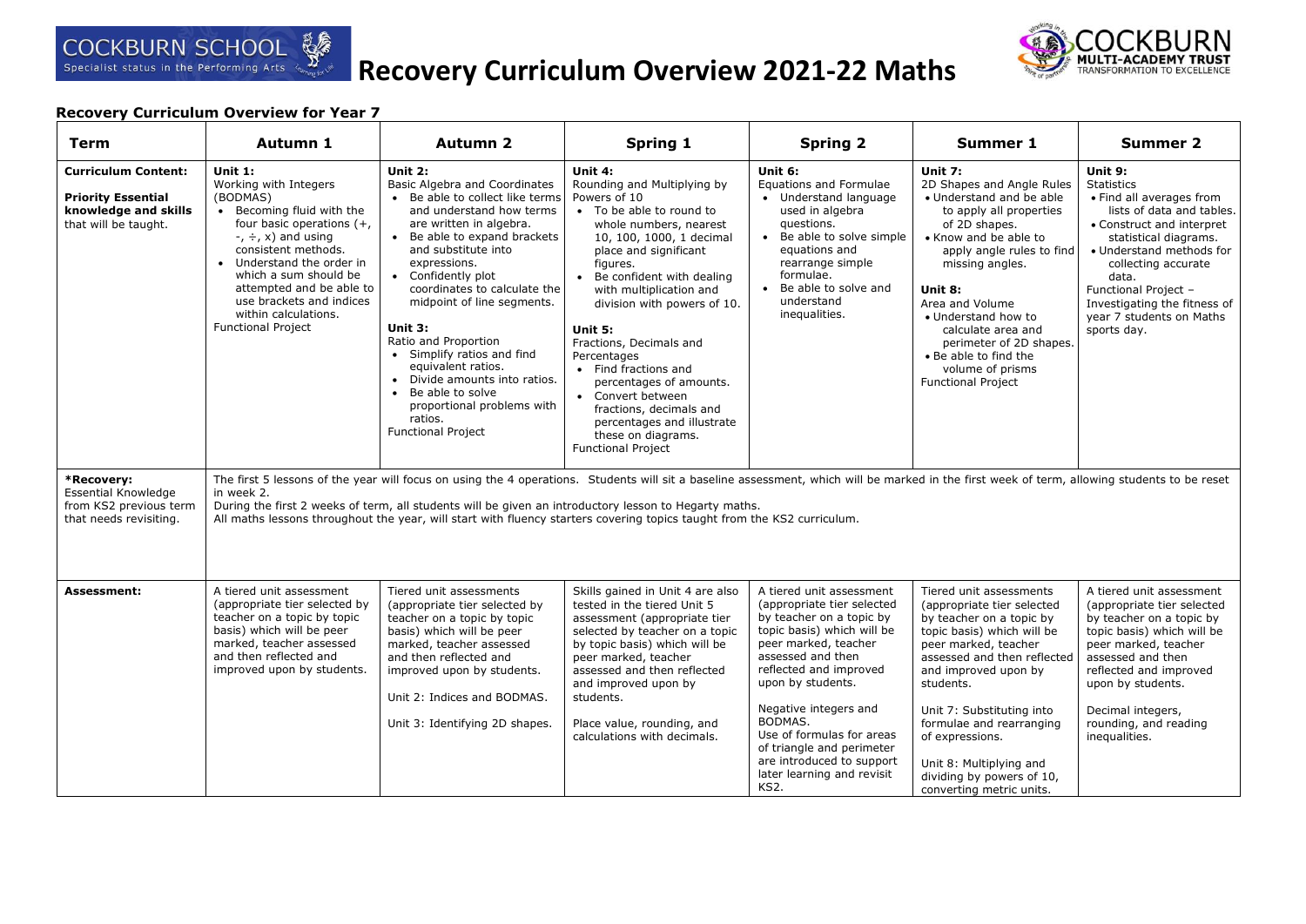# Recovery Curriculum Overview 2021-22 Maths

COCKBURN SCHOOL – Specialist status in the Performing Arts

COCKBURN MULTI-ACADEMY TRUST – TRANSFORMATION TO EXCELLENCE

## Recovery Curriculum Overview for Year 7

| Term | Autumn 1 | Autumn 2 | Spring 1 | Spring 2 | Summer 1 | Summer 2 |
|---|---|---|---|---|---|---|
| **Curriculum Content:** **Priority Essential knowledge and skills** that will be taught. | **Unit 1:** Working with Integers (BODMAS) <br>• Becoming fluid with the four basic operations (+, -, ÷, x) and using consistent methods. <br>• Understand the order in which a sum should be attempted and be able to use brackets and indices within calculations. <br>Functional Project | **Unit 2:** Basic Algebra and Coordinates <br>• Be able to collect like terms and understand how terms are written in algebra. <br>• Be able to expand brackets and substitute into expressions. <br>• Confidently plot coordinates to calculate the midpoint of line segments. <br>**Unit 3:** Ratio and Proportion <br>• Simplify ratios and find equivalent ratios. <br>• Divide amounts into ratios. <br>• Be able to solve proportional problems with ratios. <br>Functional Project | **Unit 4:** Rounding and Multiplying by Powers of 10 <br>• To be able to round to whole numbers, nearest 10, 100, 1000, 1 decimal place and significant figures. <br>• Be confident with dealing with multiplication and division with powers of 10. <br>**Unit 5:** Fractions, Decimals and Percentages <br>• Find fractions and percentages of amounts. <br>• Convert between fractions, decimals and percentages and illustrate these on diagrams. <br>Functional Project | **Unit 6:** Equations and Formulae <br>• Understand language used in algebra questions. <br>• Be able to solve simple equations and rearrange simple formulae. <br>• Be able to solve and understand inequalities. | **Unit 7:** 2D Shapes and Angle Rules <br>• Understand and be able to apply all properties of 2D shapes. <br>• Know and be able to apply angle rules to find missing angles. <br>**Unit 8:** Area and Volume <br>• Understand how to calculate area and perimeter of 2D shapes. <br>• Be able to find the volume of prisms <br>Functional Project | **Unit 9:** Statistics <br>• Find all averages from lists of data and tables. <br>• Construct and interpret statistical diagrams. <br>• Understand methods for collecting accurate data. <br>Functional Project – Investigating the fitness of year 7 students on Maths sports day. |
| ***Recovery:** Essential Knowledge from KS2 previous term that needs revisiting. | The first 5 lessons of the year will focus on using the 4 operations. Students will sit a baseline assessment, which will be marked in the first week of term, allowing students to be reset in week 2. <br>During the first 2 weeks of term, all students will be given an introductory lesson to Hegarty maths. <br>All maths lessons throughout the year, will start with fluency starters covering topics taught from the KS2 curriculum. | | | | | |
| **Assessment:** | A tiered unit assessment (appropriate tier selected by teacher on a topic by topic basis) which will be peer marked, teacher assessed and then reflected and improved upon by students. | Tiered unit assessments (appropriate tier selected by teacher on a topic by topic basis) which will be peer marked, teacher assessed and then reflected and improved upon by students. <br>Unit 2: Indices and BODMAS. <br>Unit 3: Identifying 2D shapes. | Skills gained in Unit 4 are also tested in the tiered Unit 5 assessment (appropriate tier selected by teacher on a topic by topic basis) which will be peer marked, teacher assessed and then reflected and improved upon by students. <br>Place value, rounding, and calculations with decimals. | A tiered unit assessment (appropriate tier selected by teacher on a topic by topic basis) which will be peer marked, teacher assessed and then reflected and improved upon by students. <br>Negative integers and BODMAS. <br>Use of formulas for areas of triangle and perimeter are introduced to support later learning and revisit KS2. | Tiered unit assessments (appropriate tier selected by teacher on a topic by topic basis) which will be peer marked, teacher assessed and then reflected and improved upon by students. <br>Unit 7: Substituting into formulae and rearranging of expressions. <br>Unit 8: Multiplying and dividing by powers of 10, converting metric units. | A tiered unit assessment (appropriate tier selected by teacher on a topic by topic basis) which will be peer marked, teacher assessed and then reflected and improved upon by students. <br>Decimal integers, rounding, and reading inequalities. |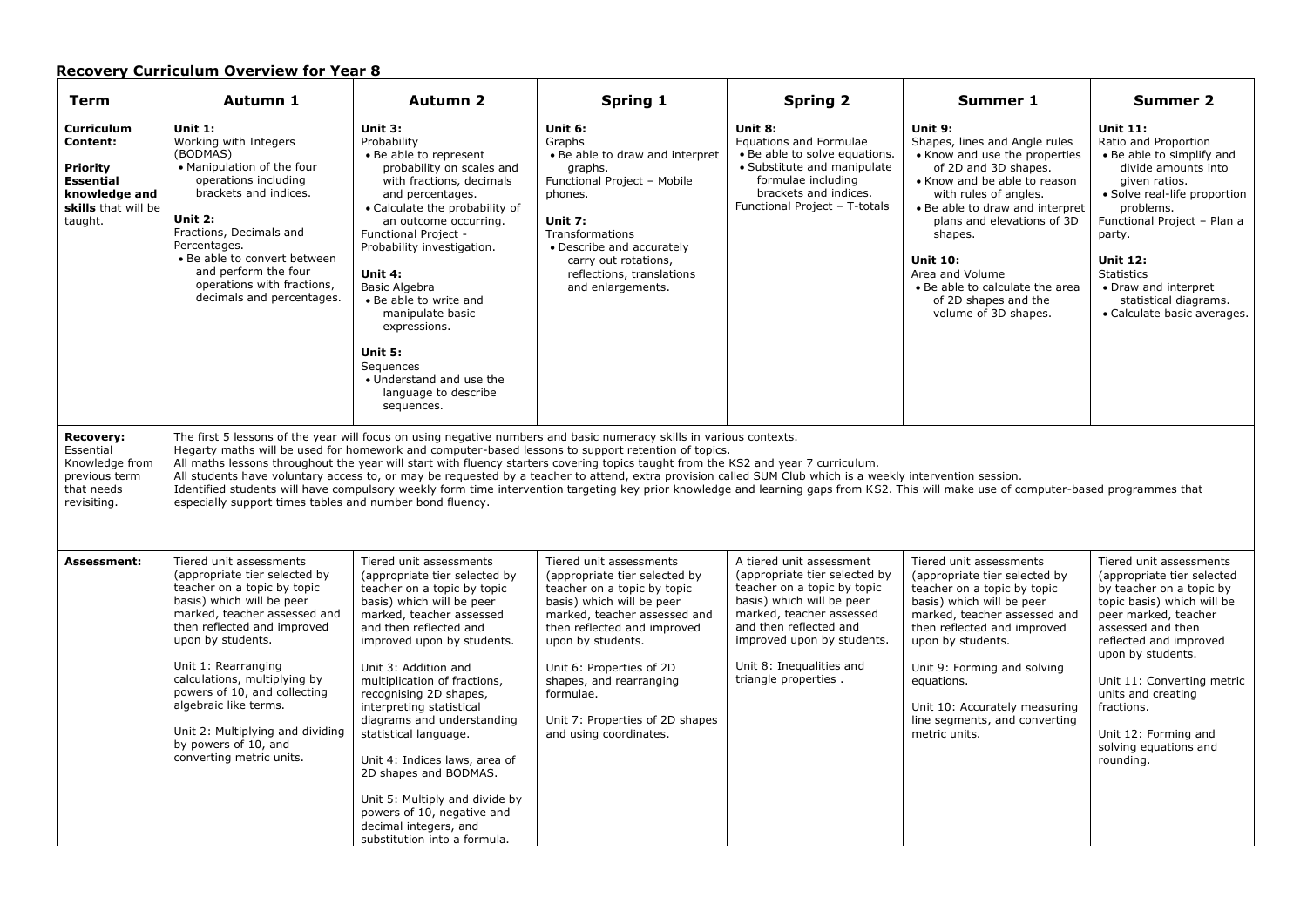## Recovery Curriculum Overview for Year 8

| Term | Autumn 1 | Autumn 2 | Spring 1 | Spring 2 | Summer 1 | Summer 2 |
|---|---|---|---|---|---|---|
| **Curriculum Content:**<br><br>**Priority Essential knowledge and skills** that will be taught. | **Unit 1:**<br>Working with Integers (BODMAS)<br>• Manipulation of the four operations including brackets and indices.<br><br>**Unit 2:**<br>Fractions, Decimals and Percentages.<br>• Be able to convert between and perform the four operations with fractions, decimals and percentages. | **Unit 3:**<br>Probability<br>• Be able to represent probability on scales and with fractions, decimals and percentages.<br>• Calculate the probability of an outcome occurring.<br>Functional Project - Probability investigation.<br><br>**Unit 4:**<br>Basic Algebra<br>• Be able to write and manipulate basic expressions.<br><br>**Unit 5:**<br>Sequences<br>• Understand and use the language to describe sequences. | **Unit 6:**<br>Graphs<br>• Be able to draw and interpret graphs.<br>Functional Project – Mobile phones.<br><br>**Unit 7:**<br>Transformations<br>• Describe and accurately carry out rotations, reflections, translations and enlargements. | **Unit 8:**<br>Equations and Formulae<br>• Be able to solve equations.<br>• Substitute and manipulate formulae including brackets and indices.<br>Functional Project – T-totals | **Unit 9:**<br>Shapes, lines and Angle rules<br>• Know and use the properties of 2D and 3D shapes.<br>• Know and be able to reason with rules of angles.<br>• Be able to draw and interpret plans and elevations of 3D shapes.<br><br>**Unit 10:**<br>Area and Volume<br>• Be able to calculate the area of 2D shapes and the volume of 3D shapes. | **Unit 11:**<br>Ratio and Proportion<br>• Be able to simplify and divide amounts into given ratios.<br>• Solve real-life proportion problems.<br>Functional Project – Plan a party.<br><br>**Unit 12:**<br>Statistics<br>• Draw and interpret statistical diagrams.<br>• Calculate basic averages. |
| **Recovery:**<br>Essential Knowledge from previous term that needs revisiting. | The first 5 lessons of the year will focus on using negative numbers and basic numeracy skills in various contexts.<br>Hegarty maths will be used for homework and computer-based lessons to support retention of topics.<br>All maths lessons throughout the year will start with fluency starters covering topics taught from the KS2 and year 7 curriculum.<br>All students have voluntary access to, or may be requested by a teacher to attend, extra provision called SUM Club which is a weekly intervention session.<br>Identified students will have compulsory weekly form time intervention targeting key prior knowledge and learning gaps from KS2. This will make use of computer-based programmes that especially support times tables and number bond fluency. | | | | | |
| **Assessment:** | Tiered unit assessments (appropriate tier selected by teacher on a topic by topic basis) which will be peer marked, teacher assessed and then reflected and improved upon by students.<br><br>Unit 1: Rearranging calculations, multiplying by powers of 10, and collecting algebraic like terms.<br><br>Unit 2: Multiplying and dividing by powers of 10, and converting metric units. | Tiered unit assessments (appropriate tier selected by teacher on a topic by topic basis) which will be peer marked, teacher assessed and then reflected and improved upon by students.<br><br>Unit 3: Addition and multiplication of fractions, recognising 2D shapes, interpreting statistical diagrams and understanding statistical language.<br><br>Unit 4: Indices laws, area of 2D shapes and BODMAS.<br><br>Unit 5: Multiply and divide by powers of 10, negative and decimal integers, and substitution into a formula. | Tiered unit assessments (appropriate tier selected by teacher on a topic by topic basis) which will be peer marked, teacher assessed and then reflected and improved upon by students.<br><br>Unit 6: Properties of 2D shapes, and rearranging formulae.<br><br>Unit 7: Properties of 2D shapes and using coordinates. | A tiered unit assessment (appropriate tier selected by teacher on a topic by topic basis) which will be peer marked, teacher assessed and then reflected and improved upon by students.<br><br>Unit 8: Inequalities and triangle properties . | Tiered unit assessments (appropriate tier selected by teacher on a topic by topic basis) which will be peer marked, teacher assessed and then reflected and improved upon by students.<br><br>Unit 9: Forming and solving equations.<br><br>Unit 10: Accurately measuring line segments, and converting metric units. | Tiered unit assessments (appropriate tier selected by teacher on a topic by topic basis) which will be peer marked, teacher assessed and then reflected and improved upon by students.<br><br>Unit 11: Converting metric units and creating fractions.<br><br>Unit 12: Forming and solving equations and rounding. |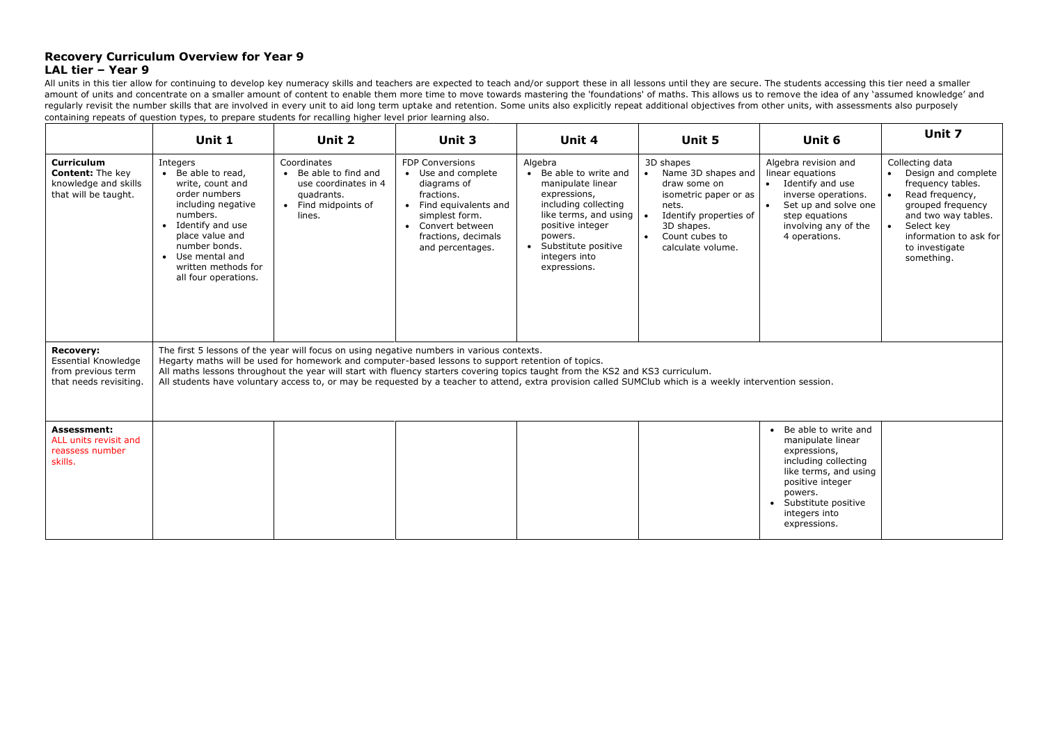# Recovery Curriculum Overview for Year 9

## LAL tier – Year 9

All units in this tier allow for continuing to develop key numeracy skills and teachers are expected to teach and/or support these in all lessons until they are secure. The students accessing this tier need a smaller amount of units and concentrate on a smaller amount of content to enable them more time to move towards mastering the 'foundations' of maths. This allows us to remove the idea of any 'assumed knowledge' and regularly revisit the number skills that are involved in every unit to aid long term uptake and retention. Some units also explicitly repeat additional objectives from other units, with assessments also purposely containing repeats of question types, to prepare students for recalling higher level prior learning also.

| | Unit 1 | Unit 2 | Unit 3 | Unit 4 | Unit 5 | Unit 6 | Unit 7 |
|---|---|---|---|---|---|---|---|
| **Curriculum Content:** The key knowledge and skills that will be taught. | Integers<br>• Be able to read, write, count and order numbers including negative numbers.<br>• Identify and use place value and number bonds.<br>• Use mental and written methods for all four operations. | Coordinates<br>• Be able to find and use coordinates in 4 quadrants.<br>• Find midpoints of lines. | FDP Conversions<br>• Use and complete diagrams of fractions.<br>• Find equivalents and simplest form.<br>• Convert between fractions, decimals and percentages. | Algebra<br>• Be able to write and manipulate linear expressions, including collecting like terms, and using positive integer powers.<br>• Substitute positive integers into expressions. | 3D shapes<br>• Name 3D shapes and draw some on isometric paper or as nets.<br>• Identify properties of 3D shapes.<br>• Count cubes to calculate volume. | Algebra revision and linear equations<br>• Identify and use inverse operations.<br>• Set up and solve one step equations involving any of the 4 operations. | Collecting data<br>• Design and complete frequency tables.<br>• Read frequency, grouped frequency and two way tables.<br>• Select key information to ask for to investigate something. |
| **Recovery:** Essential Knowledge from previous term that needs revisiting. | The first 5 lessons of the year will focus on using negative numbers in various contexts.<br>Hegarty maths will be used for homework and computer-based lessons to support retention of topics.<br>All maths lessons throughout the year will start with fluency starters covering topics taught from the KS2 and KS3 curriculum.<br>All students have voluntary access to, or may be requested by a teacher to attend, extra provision called SUMClub which is a weekly intervention session. | | | | | | |
| **Assessment:** ALL units revisit and reassess number skills. | | | | | | • Be able to write and manipulate linear expressions, including collecting like terms, and using positive integer powers.<br>• Substitute positive integers into expressions. | |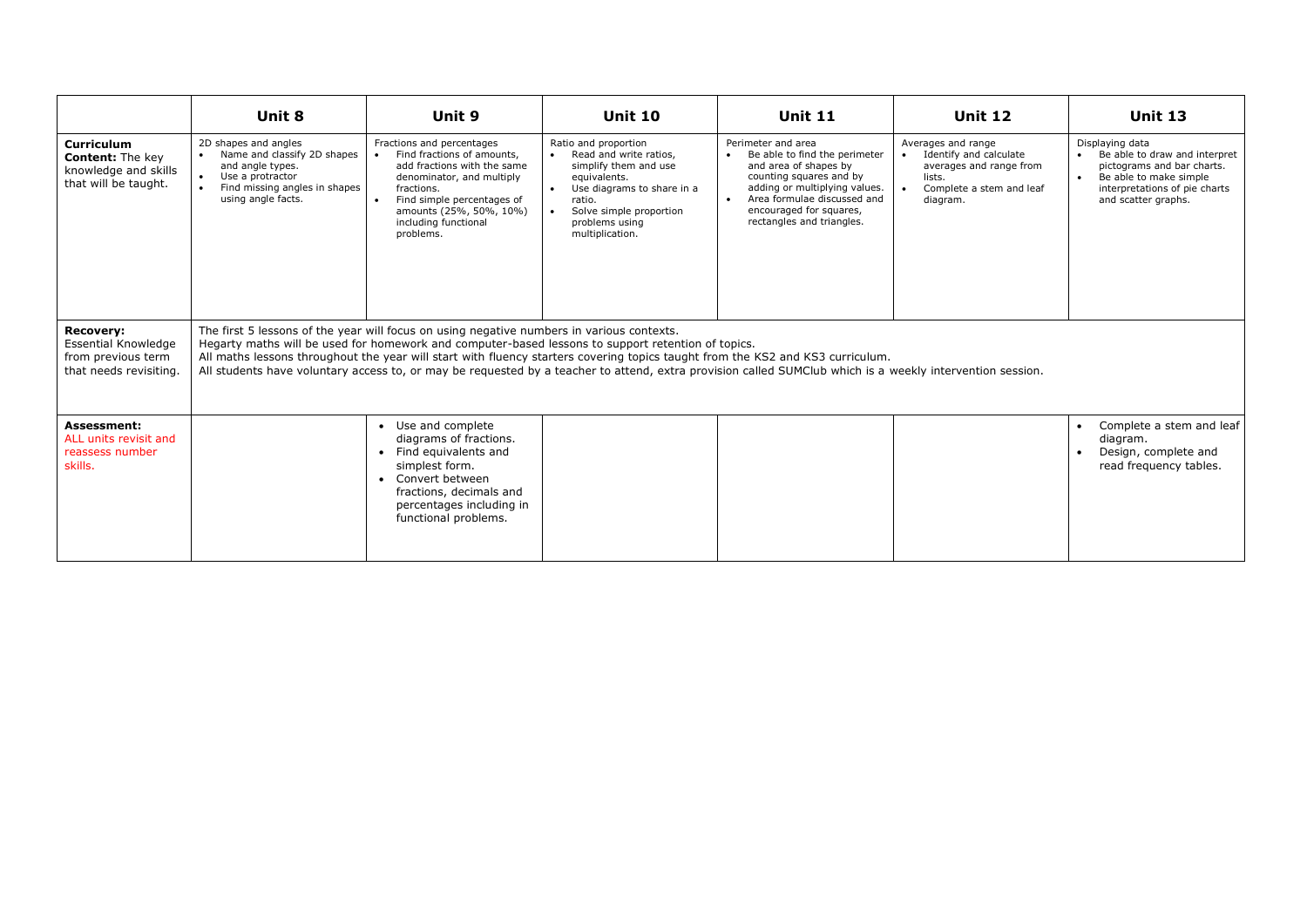| | Unit 8 | Unit 9 | Unit 10 | Unit 11 | Unit 12 | Unit 13 |
|---|---|---|---|---|---|---|
| **Curriculum Content:** The key knowledge and skills that will be taught. | 2D shapes and angles<br>• Name and classify 2D shapes and angle types.<br>• Use a protractor<br>• Find missing angles in shapes using angle facts. | Fractions and percentages<br>• Find fractions of amounts, add fractions with the same denominator, and multiply fractions.<br>• Find simple percentages of amounts (25%, 50%, 10%) including functional problems. | Ratio and proportion<br>• Read and write ratios, simplify them and use equivalents.<br>• Use diagrams to share in a ratio.<br>• Solve simple proportion problems using multiplication. | Perimeter and area<br>• Be able to find the perimeter and area of shapes by counting squares and by adding or multiplying values.<br>• Area formulae discussed and encouraged for squares, rectangles and triangles. | Averages and range<br>• Identify and calculate averages and range from lists.<br>• Complete a stem and leaf diagram. | Displaying data<br>• Be able to draw and interpret pictograms and bar charts.<br>• Be able to make simple interpretations of pie charts and scatter graphs. |
| **Recovery:** Essential Knowledge from previous term that needs revisiting. | The first 5 lessons of the year will focus on using negative numbers in various contexts.<br>Hegarty maths will be used for homework and computer-based lessons to support retention of topics.<br>All maths lessons throughout the year will start with fluency starters covering topics taught from the KS2 and KS3 curriculum.<br>All students have voluntary access to, or may be requested by a teacher to attend, extra provision called SUMClub which is a weekly intervention session. | | | | | |
| **Assessment:** ALL units revisit and reassess number skills. | | • Use and complete diagrams of fractions.<br>• Find equivalents and simplest form.<br>• Convert between fractions, decimals and percentages including in functional problems. | | | | • Complete a stem and leaf diagram.<br>• Design, complete and read frequency tables. |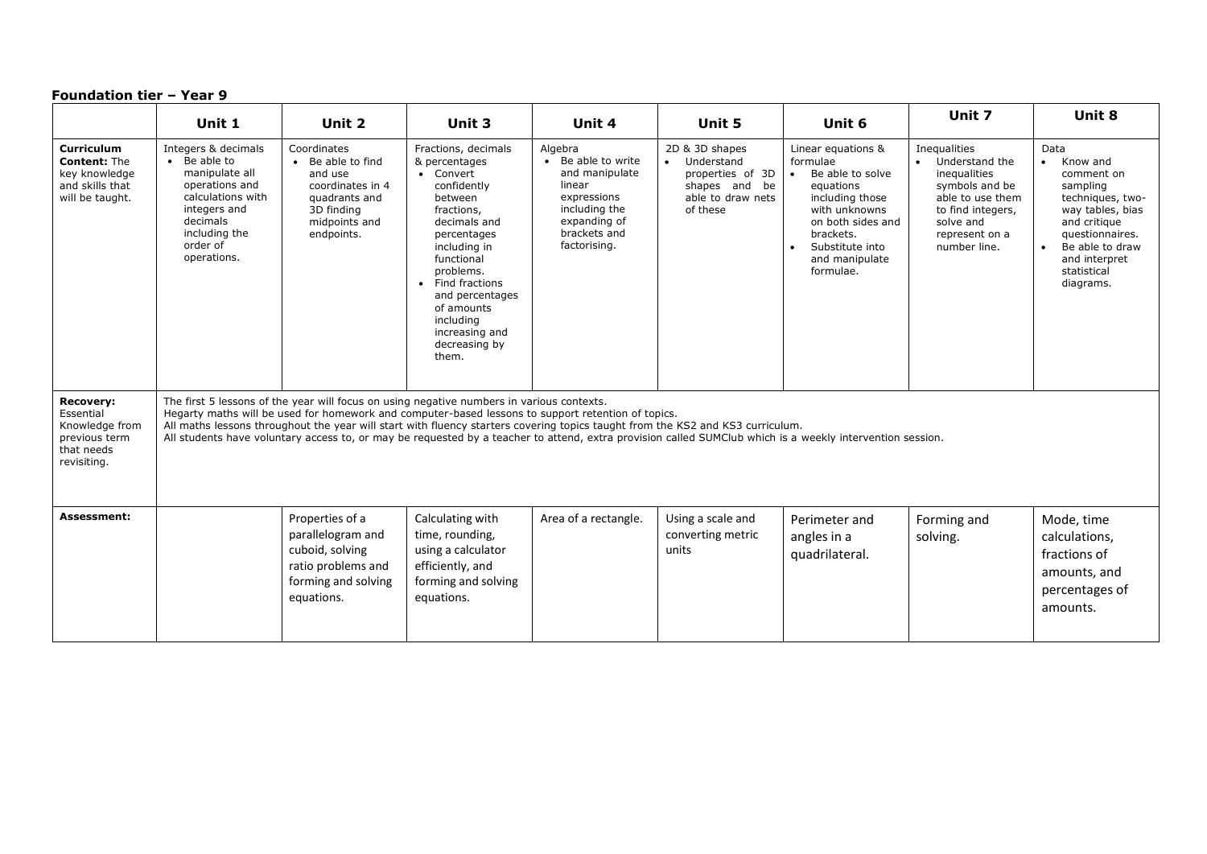**Foundation tier – Year 9**

| | Unit 1 | Unit 2 | Unit 3 | Unit 4 | Unit 5 | Unit 6 | Unit 7 | Unit 8 |
|---|---|---|---|---|---|---|---|---|
| **Curriculum Content:** The key knowledge and skills that will be taught. | Integers & decimals<br>• Be able to manipulate all operations and calculations with integers and decimals including the order of operations. | Coordinates<br>• Be able to find and use coordinates in 4 quadrants and 3D finding midpoints and endpoints. | Fractions, decimals & percentages<br>• Convert confidently between fractions, decimals and percentages including in functional problems.<br>• Find fractions and percentages of amounts including increasing and decreasing by them. | Algebra<br>• Be able to write and manipulate linear expressions including the expanding of brackets and factorising. | 2D & 3D shapes<br>• Understand properties of 3D shapes and be able to draw nets of these | Linear equations & formulae<br>• Be able to solve equations including those with unknowns on both sides and brackets.<br>• Substitute into and manipulate formulae. | Inequalities<br>• Understand the inequalities symbols and be able to use them to find integers, solve and represent on a number line. | Data<br>• Know and comment on sampling techniques, two-way tables, bias and critique questionnaires.<br>• Be able to draw and interpret statistical diagrams. |
| **Recovery:** Essential Knowledge from previous term that needs revisiting. | The first 5 lessons of the year will focus on using negative numbers in various contexts.<br>Hegarty maths will be used for homework and computer-based lessons to support retention of topics.<br>All maths lessons throughout the year will start with fluency starters covering topics taught from the KS2 and KS3 curriculum.<br>All students have voluntary access to, or may be requested by a teacher to attend, extra provision called SUMClub which is a weekly intervention session. | | | | | | | |
| **Assessment:** | | Properties of a parallelogram and cuboid, solving ratio problems and forming and solving equations. | Calculating with time, rounding, using a calculator efficiently, and forming and solving equations. | Area of a rectangle. | Using a scale and converting metric units | Perimeter and angles in a quadrilateral. | Forming and solving. | Mode, time calculations, fractions of amounts, and percentages of amounts. |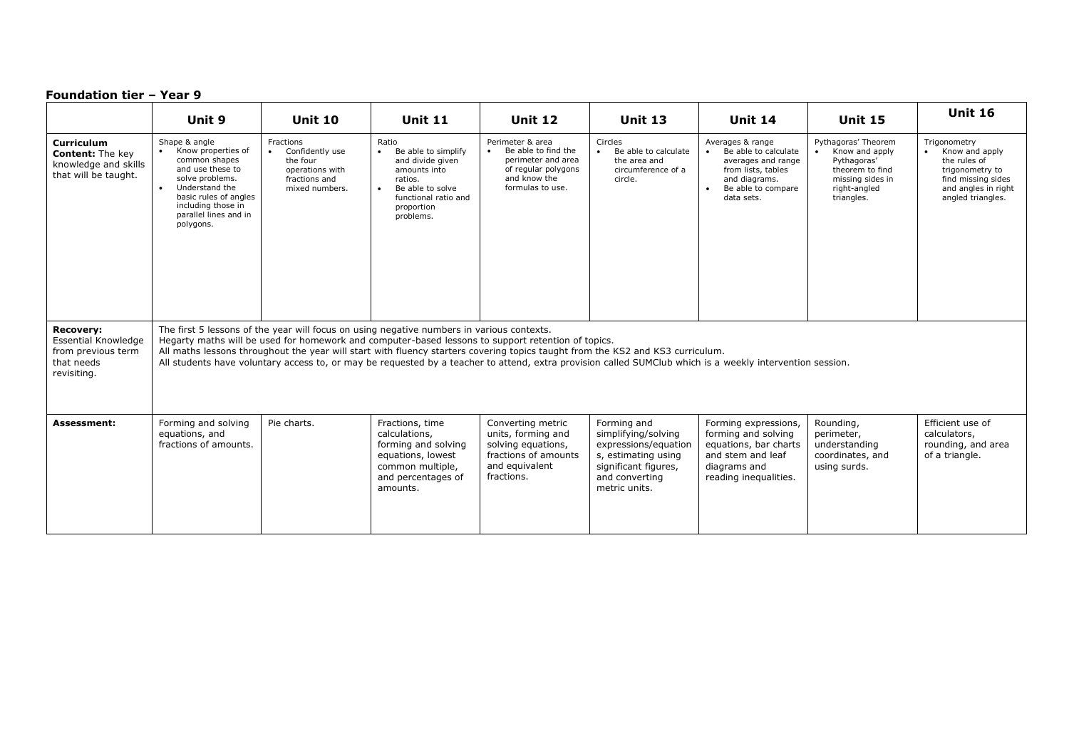## Foundation tier – Year 9

| | Unit 9 | Unit 10 | Unit 11 | Unit 12 | Unit 13 | Unit 14 | Unit 15 | Unit 16 |
|---|---|---|---|---|---|---|---|---|
| **Curriculum Content:** The key knowledge and skills that will be taught. | Shape & angle<br>• Know properties of common shapes and use these to solve problems.<br>• Understand the basic rules of angles including those in parallel lines and in polygons. | Fractions<br>• Confidently use the four operations with fractions and mixed numbers. | Ratio<br>• Be able to simplify and divide given amounts into ratios.<br>• Be able to solve functional ratio and proportion problems. | Perimeter & area<br>• Be able to find the perimeter and area of regular polygons and know the formulas to use. | Circles<br>• Be able to calculate the area and circumference of a circle. | Averages & range<br>• Be able to calculate averages and range from lists, tables and diagrams.<br>• Be able to compare data sets. | Pythagoras' Theorem<br>• Know and apply Pythagoras' theorem to find missing sides in right-angled triangles. | Trigonometry<br>• Know and apply the rules of trigonometry to find missing sides and angles in right angled triangles. |
| **Recovery:** Essential Knowledge from previous term that needs revisiting. | The first 5 lessons of the year will focus on using negative numbers in various contexts.<br>Hegarty maths will be used for homework and computer-based lessons to support retention of topics.<br>All maths lessons throughout the year will start with fluency starters covering topics taught from the KS2 and KS3 curriculum.<br>All students have voluntary access to, or may be requested by a teacher to attend, extra provision called SUMClub which is a weekly intervention session. | | | | | | | |
| **Assessment:** | Forming and solving equations, and fractions of amounts. | Pie charts. | Fractions, time calculations, forming and solving equations, lowest common multiple, and percentages of amounts. | Converting metric units, forming and solving equations, fractions of amounts and equivalent fractions. | Forming and simplifying/solving expressions/equations, estimating using significant figures, and converting metric units. | Forming expressions, forming and solving equations, bar charts and stem and leaf diagrams and reading inequalities. | Rounding, perimeter, understanding coordinates, and using surds. | Efficient use of calculators, rounding, and area of a triangle. |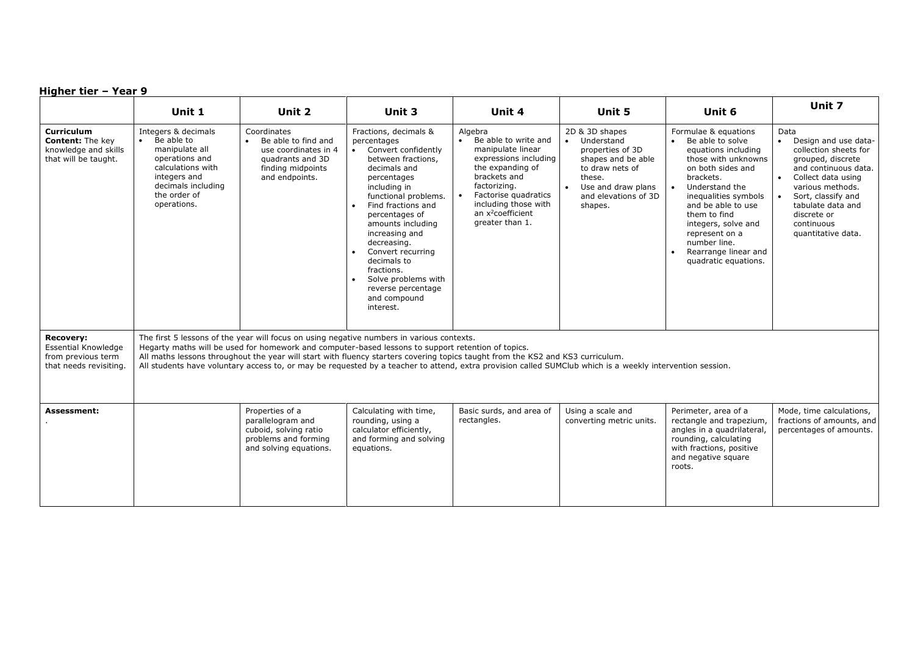## Higher tier – Year 9

| | Unit 1 | Unit 2 | Unit 3 | Unit 4 | Unit 5 | Unit 6 | Unit 7 |
|---|---|---|---|---|---|---|---|
| **Curriculum Content:** The key knowledge and skills that will be taught. | Integers & decimals<br>• Be able to manipulate all operations and calculations with integers and decimals including the order of operations. | Coordinates<br>• Be able to find and use coordinates in 4 quadrants and 3D finding midpoints and endpoints. | Fractions, decimals & percentages<br>• Convert confidently between fractions, decimals and percentages including in functional problems.<br>• Find fractions and percentages of amounts including increasing and decreasing.<br>• Convert recurring decimals to fractions.<br>• Solve problems with reverse percentage and compound interest. | Algebra<br>• Be able to write and manipulate linear expressions including the expanding of brackets and factorizing.<br>• Factorise quadratics including those with an $x^2$coefficient greater than 1. | 2D & 3D shapes<br>• Understand properties of 3D shapes and be able to draw nets of these.<br>• Use and draw plans and elevations of 3D shapes. | Formulae & equations<br>• Be able to solve equations including those with unknowns on both sides and brackets.<br>• Understand the inequalities symbols and be able to use them to find integers, solve and represent on a number line.<br>• Rearrange linear and quadratic equations. | Data<br>• Design and use data-collection sheets for grouped, discrete and continuous data.<br>• Collect data using various methods.<br>• Sort, classify and tabulate data and discrete or continuous quantitative data. |
| **Recovery:** Essential Knowledge from previous term that needs revisiting. | The first 5 lessons of the year will focus on using negative numbers in various contexts.<br>Hegarty maths will be used for homework and computer-based lessons to support retention of topics.<br>All maths lessons throughout the year will start with fluency starters covering topics taught from the KS2 and KS3 curriculum.<br>All students have voluntary access to, or may be requested by a teacher to attend, extra provision called SUMClub which is a weekly intervention session. | | | | | | |
| **Assessment:**<br>. | | Properties of a parallelogram and cuboid, solving ratio problems and forming and solving equations. | Calculating with time, rounding, using a calculator efficiently, and forming and solving equations. | Basic surds, and area of rectangles. | Using a scale and converting metric units. | Perimeter, area of a rectangle and trapezium, angles in a quadrilateral, rounding, calculating with fractions, positive and negative square roots. | Mode, time calculations, fractions of amounts, and percentages of amounts. |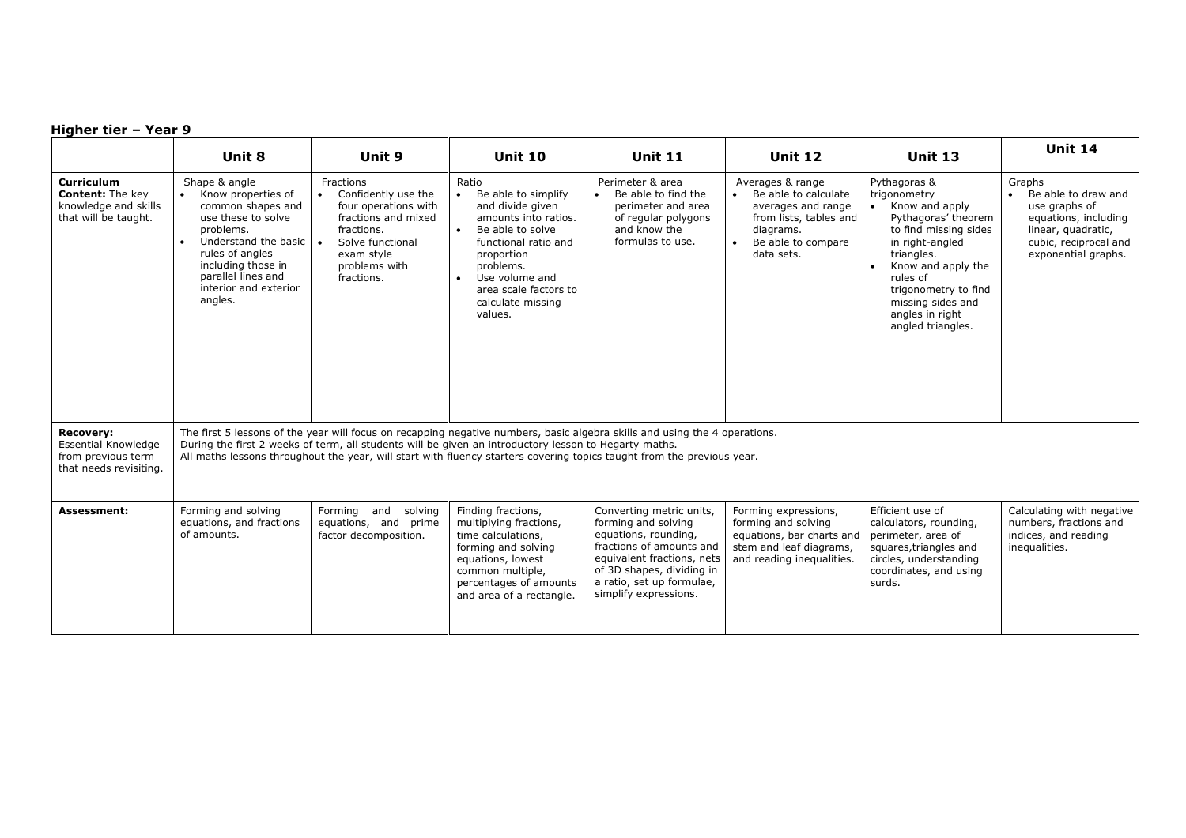## Higher tier – Year 9

| | Unit 8 | Unit 9 | Unit 10 | Unit 11 | Unit 12 | Unit 13 | Unit 14 |
|---|---|---|---|---|---|---|---|
| **Curriculum Content:** The key knowledge and skills that will be taught. | Shape & angle<br>• Know properties of common shapes and use these to solve problems.<br>• Understand the basic rules of angles including those in parallel lines and interior and exterior angles. | Fractions<br>• Confidently use the four operations with fractions and mixed fractions.<br>• Solve functional exam style problems with fractions. | Ratio<br>• Be able to simplify and divide given amounts into ratios.<br>• Be able to solve functional ratio and proportion problems.<br>• Use volume and area scale factors to calculate missing values. | Perimeter & area<br>• Be able to find the perimeter and area of regular polygons and know the formulas to use. | Averages & range<br>• Be able to calculate averages and range from lists, tables and diagrams.<br>• Be able to compare data sets. | Pythagoras & trigonometry<br>• Know and apply Pythagoras' theorem to find missing sides in right-angled triangles.<br>• Know and apply the rules of trigonometry to find missing sides and angles in right angled triangles. | Graphs<br>• Be able to draw and use graphs of equations, including linear, quadratic, cubic, reciprocal and exponential graphs. |
| **Recovery:** Essential Knowledge from previous term that needs revisiting. | The first 5 lessons of the year will focus on recapping negative numbers, basic algebra skills and using the 4 operations.<br>During the first 2 weeks of term, all students will be given an introductory lesson to Hegarty maths.<br>All maths lessons throughout the year, will start with fluency starters covering topics taught from the previous year. | | | | | | |
| **Assessment:** | Forming and solving equations, and fractions of amounts. | Forming and solving equations, and prime factor decomposition. | Finding fractions, multiplying fractions, time calculations, forming and solving equations, lowest common multiple, percentages of amounts and area of a rectangle. | Converting metric units, forming and solving equations, rounding, fractions of amounts and equivalent fractions, nets of 3D shapes, dividing in a ratio, set up formulae, simplify expressions. | Forming expressions, forming and solving equations, bar charts and stem and leaf diagrams, and reading inequalities. | Efficient use of calculators, rounding, perimeter, area of squares,triangles and circles, understanding coordinates, and using surds. | Calculating with negative numbers, fractions and indices, and reading inequalities. |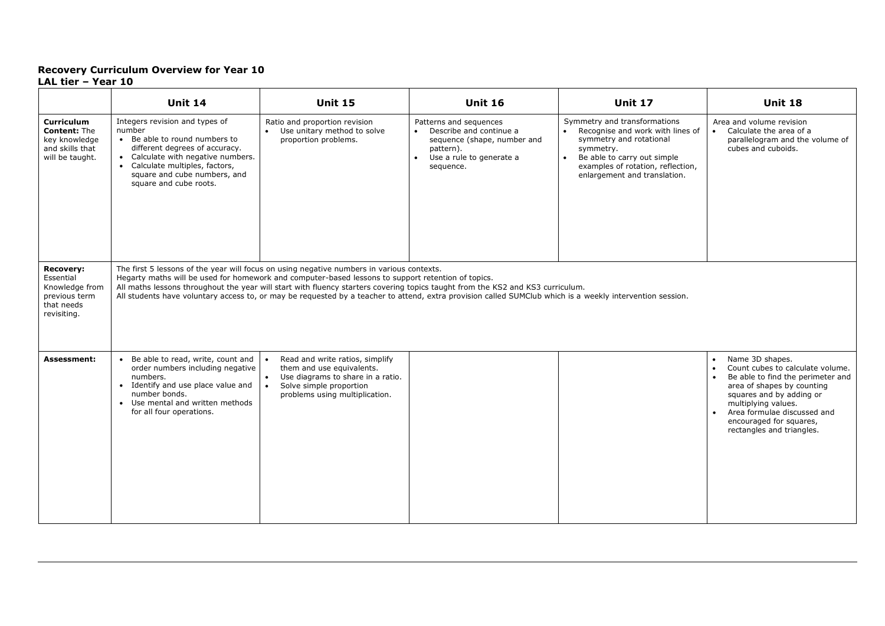**Recovery Curriculum Overview for Year 10**
**LAL tier – Year 10**

| | Unit 14 | Unit 15 | Unit 16 | Unit 17 | Unit 18 |
|---|---|---|---|---|---|
| **Curriculum Content:** The key knowledge and skills that will be taught. | Integers revision and types of number<br>• Be able to round numbers to different degrees of accuracy.<br>• Calculate with negative numbers.<br>• Calculate multiples, factors, square and cube numbers, and square and cube roots. | Ratio and proportion revision<br>• Use unitary method to solve proportion problems. | Patterns and sequences<br>• Describe and continue a sequence (shape, number and pattern).<br>• Use a rule to generate a sequence. | Symmetry and transformations<br>• Recognise and work with lines of symmetry and rotational symmetry.<br>• Be able to carry out simple examples of rotation, reflection, enlargement and translation. | Area and volume revision<br>• Calculate the area of a parallelogram and the volume of cubes and cuboids. |
| **Recovery:** Essential Knowledge from previous term that needs revisiting. | The first 5 lessons of the year will focus on using negative numbers in various contexts.<br>Hegarty maths will be used for homework and computer-based lessons to support retention of topics.<br>All maths lessons throughout the year will start with fluency starters covering topics taught from the KS2 and KS3 curriculum.<br>All students have voluntary access to, or may be requested by a teacher to attend, extra provision called SUMClub which is a weekly intervention session. | | | | |
| **Assessment:** | • Be able to read, write, count and order numbers including negative numbers.<br>• Identify and use place value and number bonds.<br>• Use mental and written methods for all four operations. | • Read and write ratios, simplify them and use equivalents.<br>• Use diagrams to share in a ratio.<br>• Solve simple proportion problems using multiplication. | | | • Name 3D shapes.<br>• Count cubes to calculate volume.<br>• Be able to find the perimeter and area of shapes by counting squares and by adding or multiplying values.<br>• Area formulae discussed and encouraged for squares, rectangles and triangles. |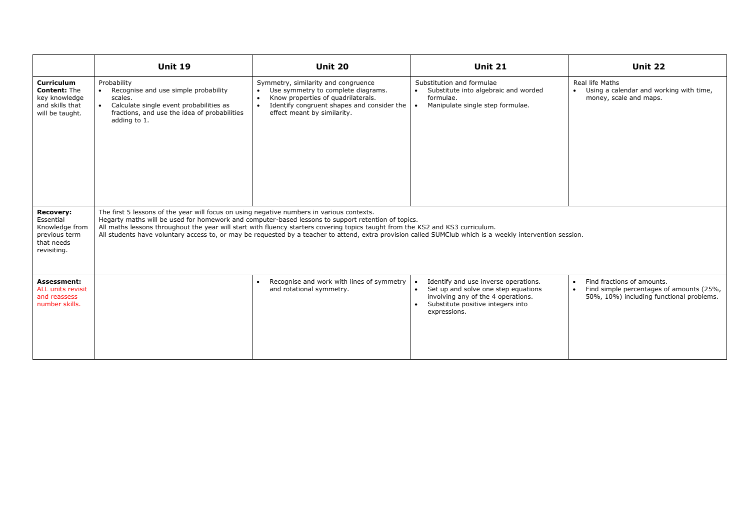| | **Unit 19** | **Unit 20** | **Unit 21** | **Unit 22** |
|---|---|---|---|---|
| **Curriculum Content:** The key knowledge and skills that will be taught. | Probability<br>• Recognise and use simple probability scales.<br>• Calculate single event probabilities as fractions, and use the idea of probabilities adding to 1. | Symmetry, similarity and congruence<br>• Use symmetry to complete diagrams.<br>• Know properties of quadrilaterals.<br>• Identify congruent shapes and consider the effect meant by similarity. | Substitution and formulae<br>• Substitute into algebraic and worded formulae.<br>• Manipulate single step formulae. | Real life Maths<br>• Using a calendar and working with time, money, scale and maps. |
| **Recovery:** Essential Knowledge from previous term that needs revisiting. | The first 5 lessons of the year will focus on using negative numbers in various contexts.<br>Hegarty maths will be used for homework and computer-based lessons to support retention of topics.<br>All maths lessons throughout the year will start with fluency starters covering topics taught from the KS2 and KS3 curriculum.<br>All students have voluntary access to, or may be requested by a teacher to attend, extra provision called SUMClub which is a weekly intervention session. | | | |
| **Assessment:** ALL units revisit and reassess number skills. | | • Recognise and work with lines of symmetry and rotational symmetry. | • Identify and use inverse operations.<br>• Set up and solve one step equations involving any of the 4 operations.<br>• Substitute positive integers into expressions. | • Find fractions of amounts.<br>• Find simple percentages of amounts (25%, 50%, 10%) including functional problems. |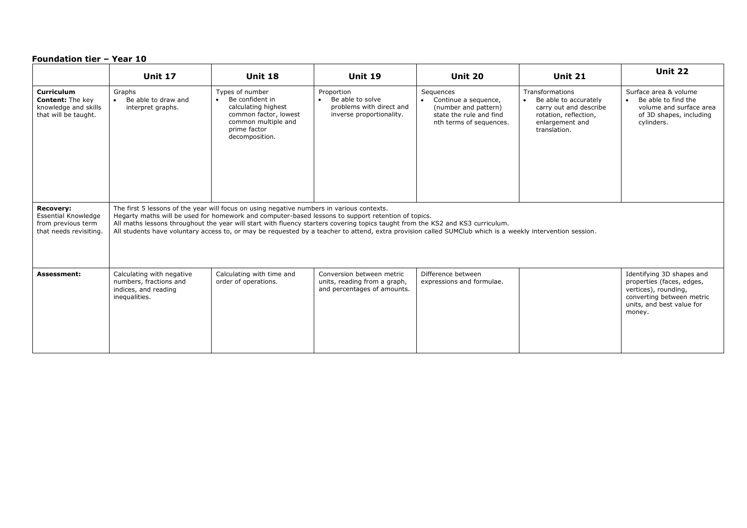**Foundation tier – Year 10**

| | **Unit 17** | **Unit 18** | **Unit 19** | **Unit 20** | **Unit 21** | **Unit 22** |
|---|---|---|---|---|---|---|
| **Curriculum Content:** The key knowledge and skills that will be taught. | Graphs<br>• Be able to draw and interpret graphs. | Types of number<br>• Be confident in calculating highest common factor, lowest common multiple and prime factor decomposition. | Proportion<br>• Be able to solve problems with direct and inverse proportionality. | Sequences<br>• Continue a sequence, (number and pattern) state the rule and find nth terms of sequences. | Transformations<br>• Be able to accurately carry out and describe rotation, reflection, enlargement and translation. | Surface area & volume<br>• Be able to find the volume and surface area of 3D shapes, including cylinders. |
| **Recovery:** Essential Knowledge from previous term that needs revisiting. | The first 5 lessons of the year will focus on using negative numbers in various contexts.<br>Hegarty maths will be used for homework and computer-based lessons to support retention of topics.<br>All maths lessons throughout the year will start with fluency starters covering topics taught from the KS2 and KS3 curriculum.<br>All students have voluntary access to, or may be requested by a teacher to attend, extra provision called SUMClub which is a weekly intervention session. | | | | | |
| **Assessment:** | Calculating with negative numbers, fractions and indices, and reading inequalities. | Calculating with time and order of operations. | Conversion between metric units, reading from a graph, and percentages of amounts. | Difference between expressions and formulae. | | Identifying 3D shapes and properties (faces, edges, vertices), rounding, converting between metric units, and best value for money. |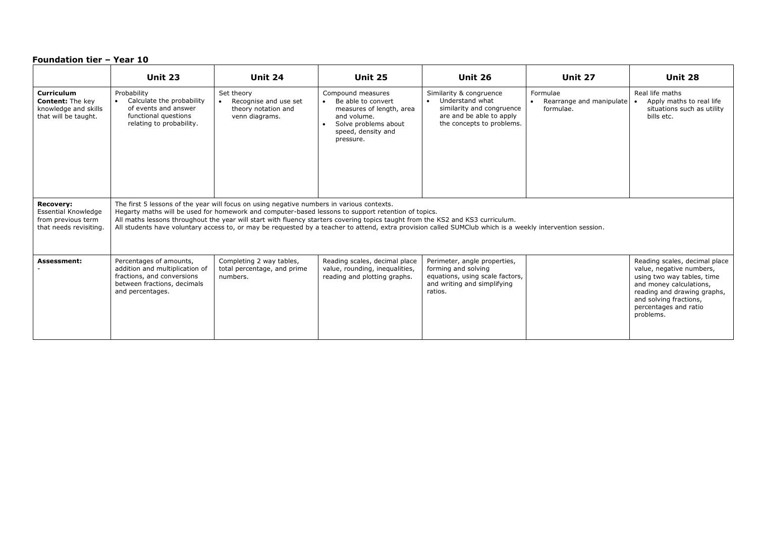**Foundation tier – Year 10**

| | Unit 23 | Unit 24 | Unit 25 | Unit 26 | Unit 27 | Unit 28 |
|---|---|---|---|---|---|---|
| **Curriculum Content:** The key knowledge and skills that will be taught. | Probability<br>• Calculate the probability of events and answer functional questions relating to probability. | Set theory<br>• Recognise and use set theory notation and venn diagrams. | Compound measures<br>• Be able to convert measures of length, area and volume.<br>• Solve problems about speed, density and pressure. | Similarity & congruence<br>• Understand what similarity and congruence are and be able to apply the concepts to problems. | Formulae<br>• Rearrange and manipulate formulae. | Real life maths<br>• Apply maths to real life situations such as utility bills etc. |
| **Recovery:** Essential Knowledge from previous term that needs revisiting. | The first 5 lessons of the year will focus on using negative numbers in various contexts.<br>Hegarty maths will be used for homework and computer-based lessons to support retention of topics.<br>All maths lessons throughout the year will start with fluency starters covering topics taught from the KS2 and KS3 curriculum.<br>All students have voluntary access to, or may be requested by a teacher to attend, extra provision called SUMClub which is a weekly intervention session. | | | | | |
| **Assessment:**<br>- | Percentages of amounts, addition and multiplication of fractions, and conversions between fractions, decimals and percentages. | Completing 2 way tables, total percentage, and prime numbers. | Reading scales, decimal place value, rounding, inequalities, reading and plotting graphs. | Perimeter, angle properties, forming and solving equations, using scale factors, and writing and simplifying ratios. | | Reading scales, decimal place value, negative numbers, using two way tables, time and money calculations, reading and drawing graphs, and solving fractions, percentages and ratio problems. |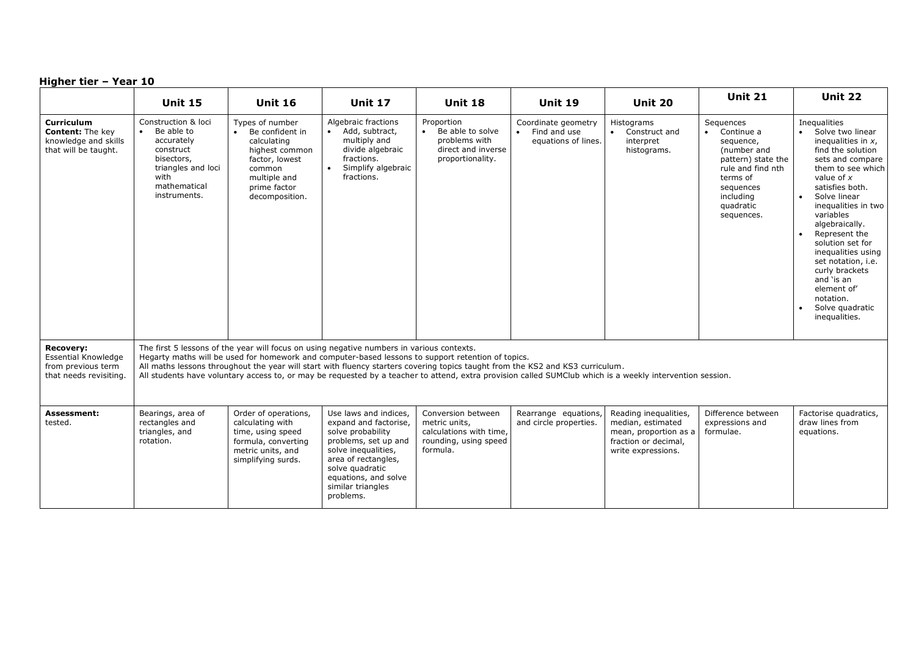## Higher tier – Year 10

| | Unit 15 | Unit 16 | Unit 17 | Unit 18 | Unit 19 | Unit 20 | Unit 21 | Unit 22 |
|---|---|---|---|---|---|---|---|---|
| **Curriculum Content:** The key knowledge and skills that will be taught. | Construction & loci<br>• Be able to accurately construct bisectors, triangles and loci with mathematical instruments. | Types of number<br>• Be confident in calculating highest common factor, lowest common multiple and prime factor decomposition. | Algebraic fractions<br>• Add, subtract, multiply and divide algebraic fractions.<br>• Simplify algebraic fractions. | Proportion<br>• Be able to solve problems with direct and inverse proportionality. | Coordinate geometry<br>• Find and use equations of lines. | Histograms<br>• Construct and interpret histograms. | Sequences<br>• Continue a sequence, (number and pattern) state the rule and find nth terms of sequences including quadratic sequences. | Inequalities<br>• Solve two linear inequalities in $x$, find the solution sets and compare them to see which value of $x$ satisfies both.<br>• Solve linear inequalities in two variables algebraically.<br>• Represent the solution set for inequalities using set notation, i.e. curly brackets and 'is an element of' notation.<br>• Solve quadratic inequalities. |
| **Recovery:** Essential Knowledge from previous term that needs revisiting. | The first 5 lessons of the year will focus on using negative numbers in various contexts.<br>Hegarty maths will be used for homework and computer-based lessons to support retention of topics.<br>All maths lessons throughout the year will start with fluency starters covering topics taught from the KS2 and KS3 curriculum.<br>All students have voluntary access to, or may be requested by a teacher to attend, extra provision called SUMClub which is a weekly intervention session. | | | | | | | |
| **Assessment:** tested. | Bearings, area of rectangles and triangles, and rotation. | Order of operations, calculating with time, using speed formula, converting metric units, and simplifying surds. | Use laws and indices, expand and factorise, solve probability problems, set up and solve inequalities, area of rectangles, solve quadratic equations, and solve similar triangles problems. | Conversion between metric units, calculations with time, rounding, using speed formula. | Rearrange equations, and circle properties. | Reading inequalities, median, estimated mean, proportion as a fraction or decimal, write expressions. | Difference between expressions and formulae. | Factorise quadratics, draw lines from equations. |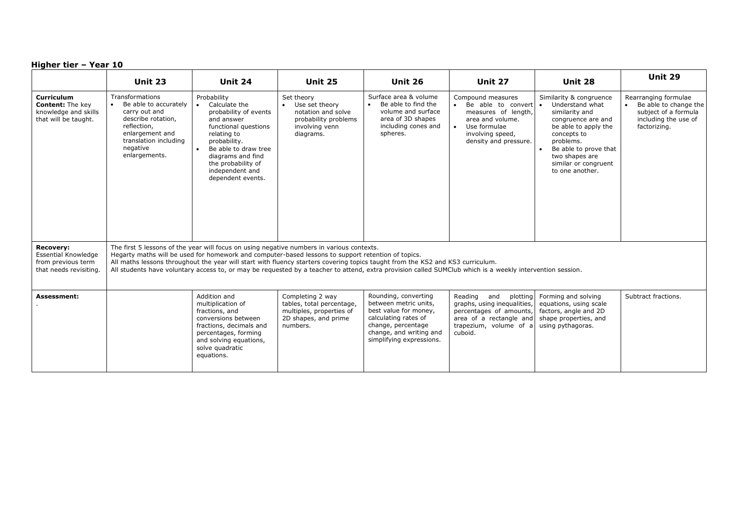## Higher tier – Year 10

| | Unit 23 | Unit 24 | Unit 25 | Unit 26 | Unit 27 | Unit 28 | Unit 29 |
|---|---|---|---|---|---|---|---|
| **Curriculum Content:** The key knowledge and skills that will be taught. | Transformations<br>• Be able to accurately carry out and describe rotation, reflection, enlargement and translation including negative enlargements. | Probability<br>• Calculate the probability of events and answer functional questions relating to probability.<br>• Be able to draw tree diagrams and find the probability of independent and dependent events. | Set theory<br>• Use set theory notation and solve probability problems involving venn diagrams. | Surface area & volume<br>• Be able to find the volume and surface area of 3D shapes including cones and spheres. | Compound measures<br>• Be able to convert measures of length, area and volume.<br>• Use formulae involving speed, density and pressure. | Similarity & congruence<br>• Understand what similarity and congruence are and be able to apply the concepts to problems.<br>• Be able to prove that two shapes are similar or congruent to one another. | Rearranging formulae<br>• Be able to change the subject of a formula including the use of factorizing. |
| **Recovery:** Essential Knowledge from previous term that needs revisiting. | The first 5 lessons of the year will focus on using negative numbers in various contexts.<br>Hegarty maths will be used for homework and computer-based lessons to support retention of topics.<br>All maths lessons throughout the year will start with fluency starters covering topics taught from the KS2 and KS3 curriculum.<br>All students have voluntary access to, or may be requested by a teacher to attend, extra provision called SUMClub which is a weekly intervention session. | | | | | | |
| **Assessment:**<br>. | | Addition and multiplication of fractions, and conversions between fractions, decimals and percentages, forming and solving equations, solve quadratic equations. | Completing 2 way tables, total percentage, multiples, properties of 2D shapes, and prime numbers. | Rounding, converting between metric units, best value for money, calculating rates of change, percentage change, and writing and simplifying expressions. | Reading and plotting graphs, using inequalities, percentages of amounts, area of a rectangle and trapezium, volume of a cuboid. | Forming and solving equations, using scale factors, angle and 2D shape properties, and using pythagoras. | Subtract fractions. |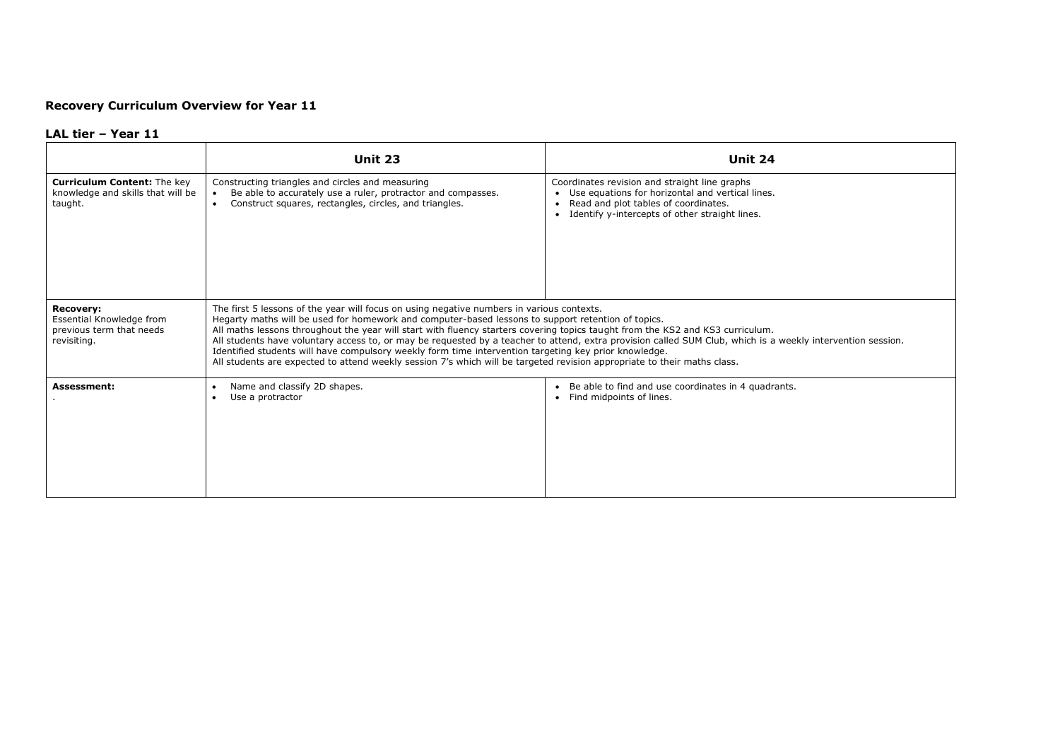**Recovery Curriculum Overview for Year 11**

**LAL tier – Year 11**

| | Unit 23 | Unit 24 |
|---|---|---|
| **Curriculum Content:** The key knowledge and skills that will be taught. | Constructing triangles and circles and measuring<br>• Be able to accurately use a ruler, protractor and compasses.<br>• Construct squares, rectangles, circles, and triangles. | Coordinates revision and straight line graphs<br>• Use equations for horizontal and vertical lines.<br>• Read and plot tables of coordinates.<br>• Identify y-intercepts of other straight lines. |
| **Recovery:** Essential Knowledge from previous term that needs revisiting. | The first 5 lessons of the year will focus on using negative numbers in various contexts.<br>Hegarty maths will be used for homework and computer-based lessons to support retention of topics.<br>All maths lessons throughout the year will start with fluency starters covering topics taught from the KS2 and KS3 curriculum.<br>All students have voluntary access to, or may be requested by a teacher to attend, extra provision called SUM Club, which is a weekly intervention session.<br>Identified students will have compulsory weekly form time intervention targeting key prior knowledge.<br>All students are expected to attend weekly session 7's which will be targeted revision appropriate to their maths class. | |
| **Assessment:**<br>. | • Name and classify 2D shapes.<br>• Use a protractor | • Be able to find and use coordinates in 4 quadrants.<br>• Find midpoints of lines. |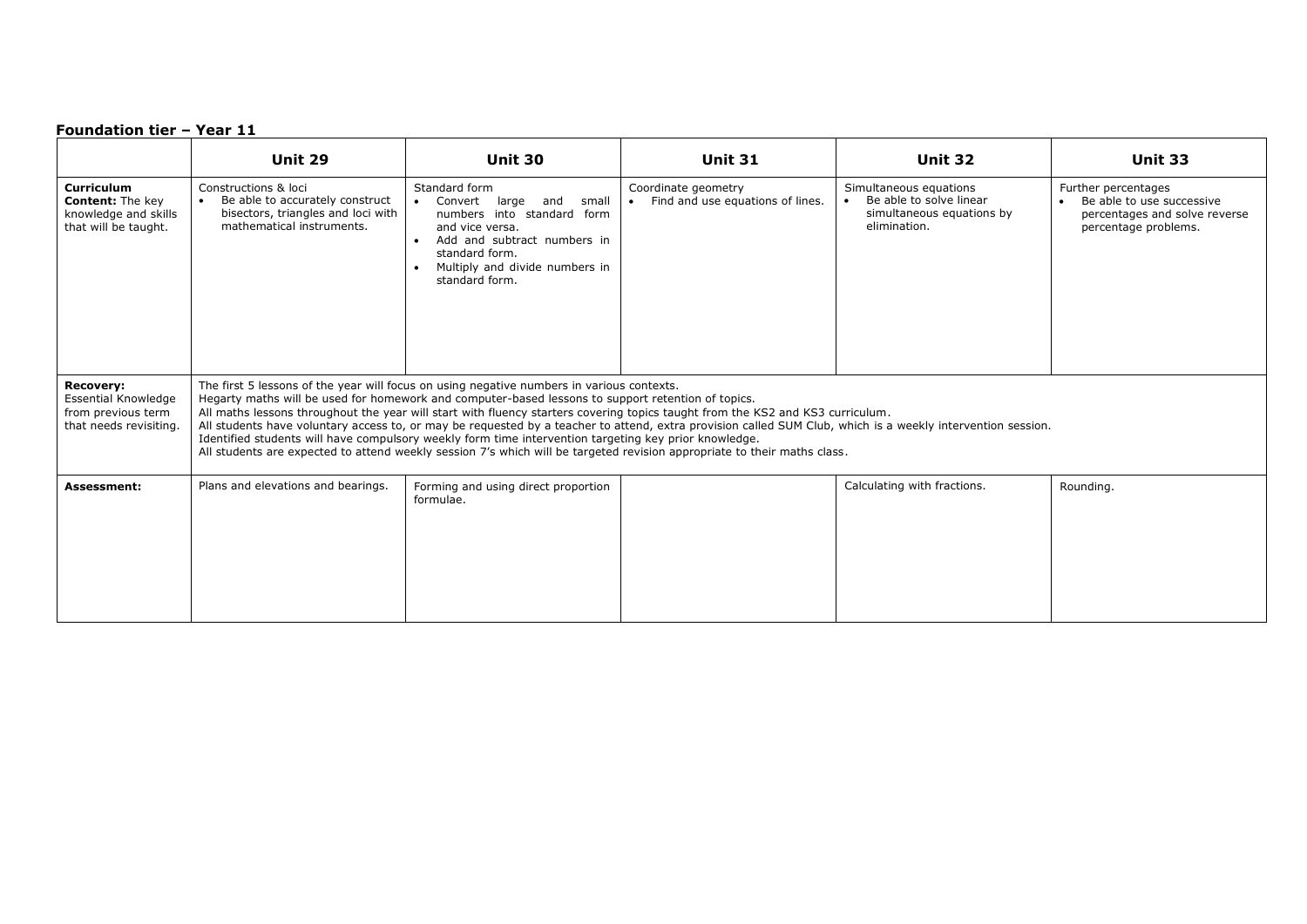**Foundation tier – Year 11**

| | **Unit 29** | **Unit 30** | **Unit 31** | **Unit 32** | **Unit 33** |
|---|---|---|---|---|---|
| **Curriculum Content:** The key knowledge and skills that will be taught. | Constructions & loci<br>• Be able to accurately construct bisectors, triangles and loci with mathematical instruments. | Standard form<br>• Convert large and small numbers into standard form and vice versa.<br>• Add and subtract numbers in standard form.<br>• Multiply and divide numbers in standard form. | Coordinate geometry<br>• Find and use equations of lines. | Simultaneous equations<br>• Be able to solve linear simultaneous equations by elimination. | Further percentages<br>• Be able to use successive percentages and solve reverse percentage problems. |
| **Recovery:** Essential Knowledge from previous term that needs revisiting. | The first 5 lessons of the year will focus on using negative numbers in various contexts.<br>Hegarty maths will be used for homework and computer-based lessons to support retention of topics.<br>All maths lessons throughout the year will start with fluency starters covering topics taught from the KS2 and KS3 curriculum.<br>All students have voluntary access to, or may be requested by a teacher to attend, extra provision called SUM Club, which is a weekly intervention session.<br>Identified students will have compulsory weekly form time intervention targeting key prior knowledge.<br>All students are expected to attend weekly session 7's which will be targeted revision appropriate to their maths class. | | | | |
| **Assessment:** | Plans and elevations and bearings. | Forming and using direct proportion formulae. | | Calculating with fractions. | Rounding. |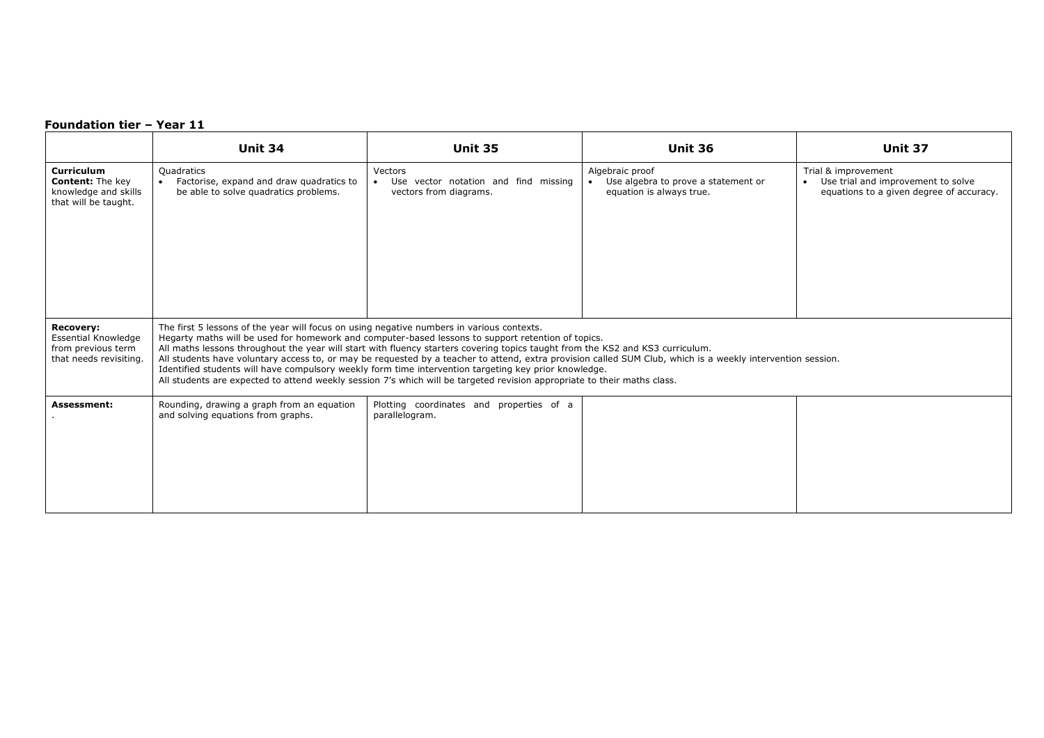**Foundation tier – Year 11**

| | **Unit 34** | **Unit 35** | **Unit 36** | **Unit 37** |
|---|---|---|---|---|
| **Curriculum Content:** The key knowledge and skills that will be taught. | Quadratics<br>• Factorise, expand and draw quadratics to be able to solve quadratics problems. | Vectors<br>• Use vector notation and find missing vectors from diagrams. | Algebraic proof<br>• Use algebra to prove a statement or equation is always true. | Trial & improvement<br>• Use trial and improvement to solve equations to a given degree of accuracy. |
| **Recovery:** Essential Knowledge from previous term that needs revisiting. | The first 5 lessons of the year will focus on using negative numbers in various contexts.<br>Hegarty maths will be used for homework and computer-based lessons to support retention of topics.<br>All maths lessons throughout the year will start with fluency starters covering topics taught from the KS2 and KS3 curriculum.<br>All students have voluntary access to, or may be requested by a teacher to attend, extra provision called SUM Club, which is a weekly intervention session.<br>Identified students will have compulsory weekly form time intervention targeting key prior knowledge.<br>All students are expected to attend weekly session 7's which will be targeted revision appropriate to their maths class. | | | |
| **Assessment:**<br>. | Rounding, drawing a graph from an equation and solving equations from graphs. | Plotting coordinates and properties of a parallelogram. | | |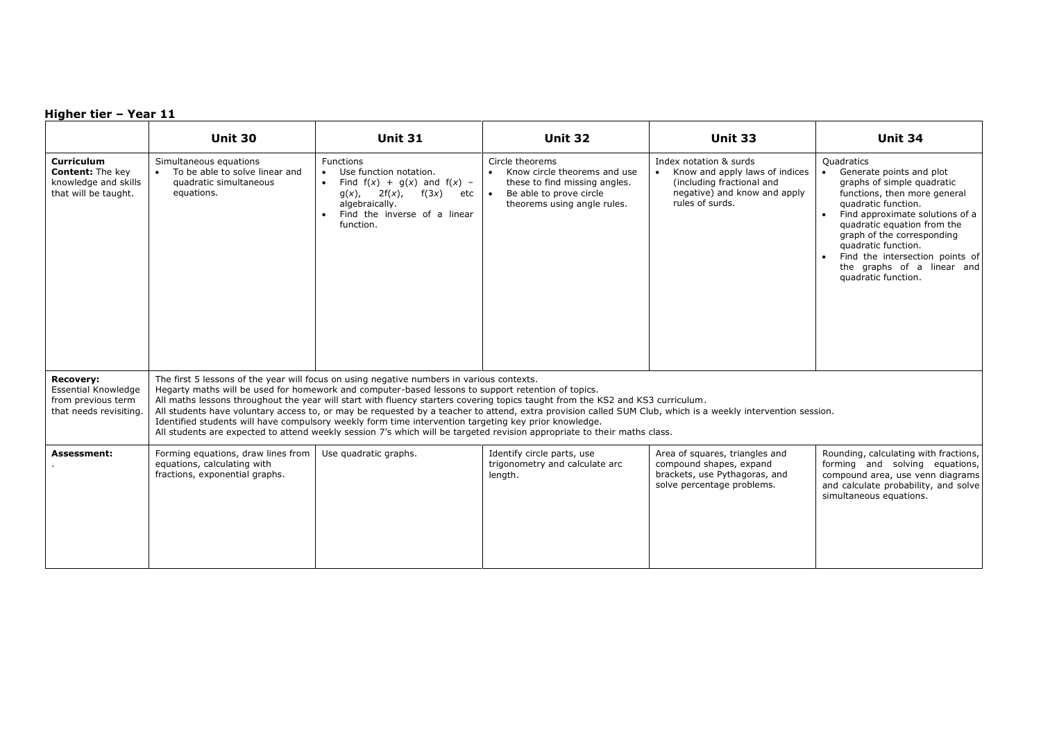## Higher tier – Year 11

| | Unit 30 | Unit 31 | Unit 32 | Unit 33 | Unit 34 |
|---|---|---|---|---|---|
| **Curriculum Content:** The key knowledge and skills that will be taught. | Simultaneous equations<br>• To be able to solve linear and quadratic simultaneous equations. | Functions<br>• Use function notation.<br>• Find $f(x) + g(x)$ and $f(x) - g(x)$, $2f(x)$, $f(3x)$ etc algebraically.<br>• Find the inverse of a linear function. | Circle theorems<br>• Know circle theorems and use these to find missing angles.<br>• Be able to prove circle theorems using angle rules. | Index notation & surds<br>• Know and apply laws of indices (including fractional and negative) and know and apply rules of surds. | Quadratics<br>• Generate points and plot graphs of simple quadratic functions, then more general quadratic function.<br>• Find approximate solutions of a quadratic equation from the graph of the corresponding quadratic function.<br>• Find the intersection points of the graphs of a linear and quadratic function. |
| **Recovery:** Essential Knowledge from previous term that needs revisiting. | The first 5 lessons of the year will focus on using negative numbers in various contexts.<br>Hegarty maths will be used for homework and computer-based lessons to support retention of topics.<br>All maths lessons throughout the year will start with fluency starters covering topics taught from the KS2 and KS3 curriculum.<br>All students have voluntary access to, or may be requested by a teacher to attend, extra provision called SUM Club, which is a weekly intervention session.<br>Identified students will have compulsory weekly form time intervention targeting key prior knowledge.<br>All students are expected to attend weekly session 7's which will be targeted revision appropriate to their maths class. | | | | |
| **Assessment:**<br>. | Forming equations, draw lines from equations, calculating with fractions, exponential graphs. | Use quadratic graphs. | Identify circle parts, use trigonometry and calculate arc length. | Area of squares, triangles and compound shapes, expand brackets, use Pythagoras, and solve percentage problems. | Rounding, calculating with fractions, forming and solving equations, compound area, use venn diagrams and calculate probability, and solve simultaneous equations. |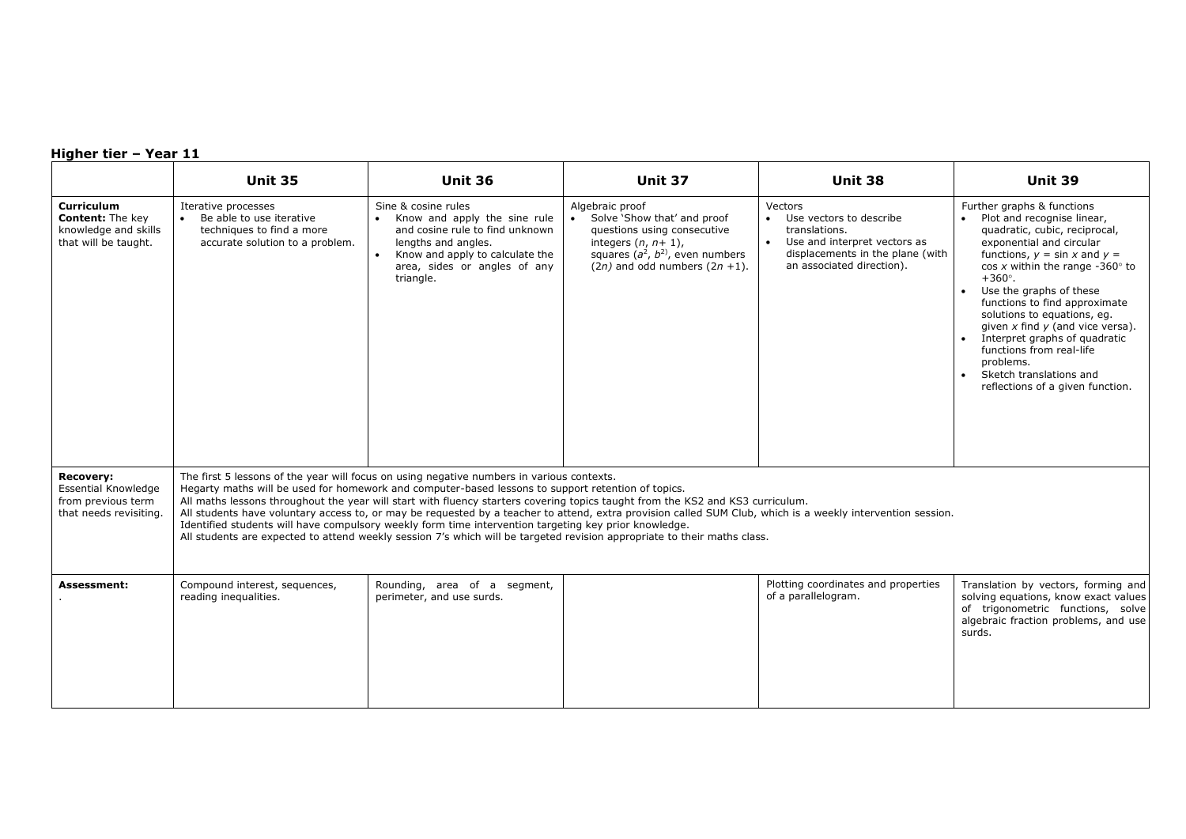## Higher tier – Year 11

| | Unit 35 | Unit 36 | Unit 37 | Unit 38 | Unit 39 |
|---|---|---|---|---|---|
| **Curriculum Content:** The key knowledge and skills that will be taught. | Iterative processes<br>• Be able to use iterative techniques to find a more accurate solution to a problem. | Sine & cosine rules<br>• Know and apply the sine rule and cosine rule to find unknown lengths and angles.<br>• Know and apply to calculate the area, sides or angles of any triangle. | Algebraic proof<br>• Solve 'Show that' and proof questions using consecutive integers ($n$, $n$+ 1), squares ($a^2$, $b^2$), even numbers ($2n$) and odd numbers ($2n$ +1). | Vectors<br>• Use vectors to describe translations.<br>• Use and interpret vectors as displacements in the plane (with an associated direction). | Further graphs & functions<br>• Plot and recognise linear, quadratic, cubic, reciprocal, exponential and circular functions, $y = \sin x$ and $y = \cos x$ within the range -360° to +360°.<br>• Use the graphs of these functions to find approximate solutions to equations, eg. given $x$ find $y$ (and vice versa).<br>• Interpret graphs of quadratic functions from real-life problems.<br>• Sketch translations and reflections of a given function. |
| **Recovery:** Essential Knowledge from previous term that needs revisiting. | The first 5 lessons of the year will focus on using negative numbers in various contexts.<br>Hegarty maths will be used for homework and computer-based lessons to support retention of topics.<br>All maths lessons throughout the year will start with fluency starters covering topics taught from the KS2 and KS3 curriculum.<br>All students have voluntary access to, or may be requested by a teacher to attend, extra provision called SUM Club, which is a weekly intervention session.<br>Identified students will have compulsory weekly form time intervention targeting key prior knowledge.<br>All students are expected to attend weekly session 7's which will be targeted revision appropriate to their maths class. | | | | |
| **Assessment:**<br>. | Compound interest, sequences, reading inequalities. | Rounding, area of a segment, perimeter, and use surds. | | Plotting coordinates and properties of a parallelogram. | Translation by vectors, forming and solving equations, know exact values of trigonometric functions, solve algebraic fraction problems, and use surds. |